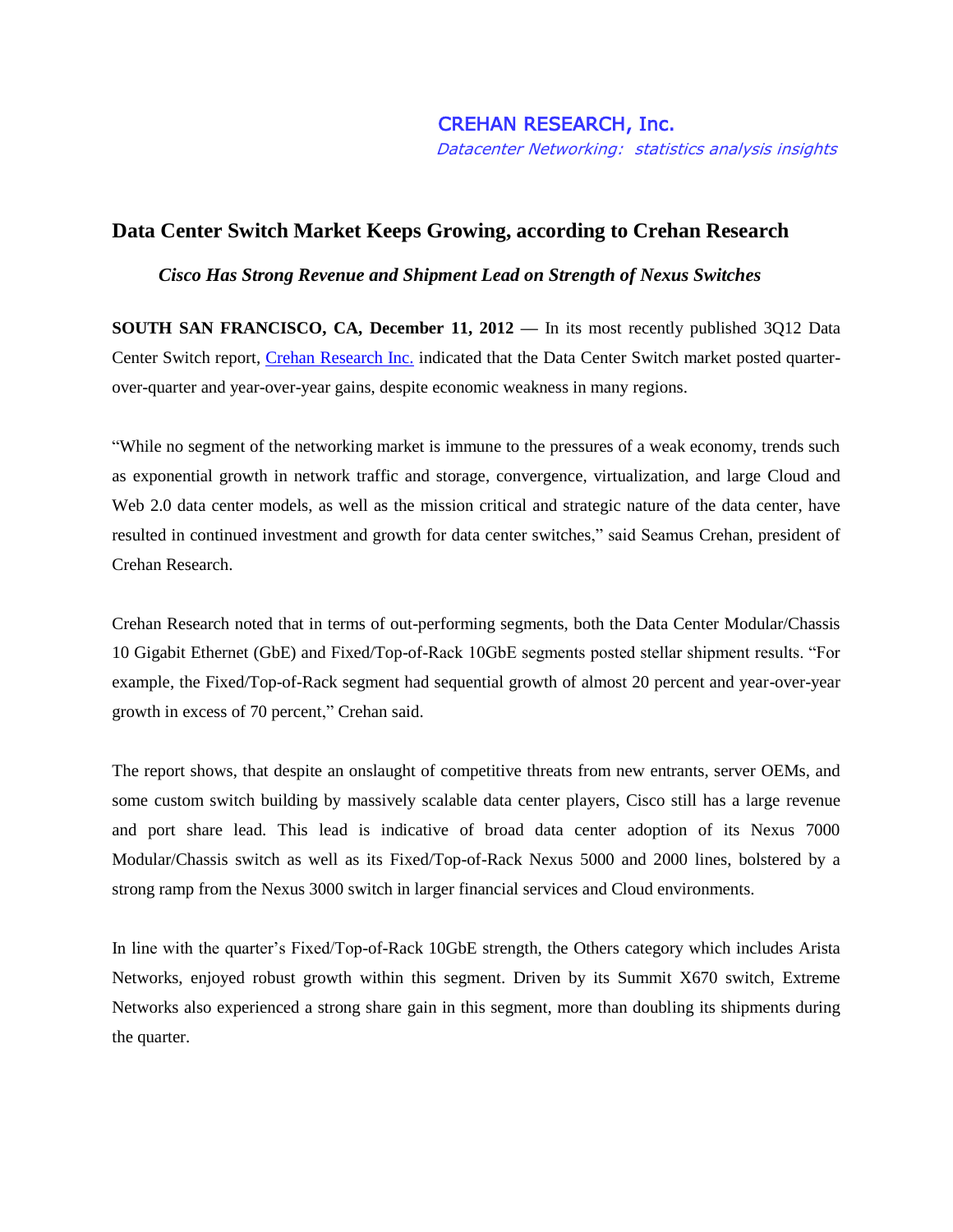CREHAN RESEARCH, Inc.

*Datacenter Networking: statistics analysis insights*

## Data Center Switch Market Keeps Growing, according to Crehan Research

***Cisco Has Strong Revenue and Shipment Lead on Strength of Nexus Switches***

**SOUTH SAN FRANCISCO, CA, December 11, 2012 —** In its most recently published 3Q12 Data Center Switch report, Crehan Research Inc. indicated that the Data Center Switch market posted quarter-over-quarter and year-over-year gains, despite economic weakness in many regions.

"While no segment of the networking market is immune to the pressures of a weak economy, trends such as exponential growth in network traffic and storage, convergence, virtualization, and large Cloud and Web 2.0 data center models, as well as the mission critical and strategic nature of the data center, have resulted in continued investment and growth for data center switches," said Seamus Crehan, president of Crehan Research.

Crehan Research noted that in terms of out-performing segments, both the Data Center Modular/Chassis 10 Gigabit Ethernet (GbE) and Fixed/Top-of-Rack 10GbE segments posted stellar shipment results. "For example, the Fixed/Top-of-Rack segment had sequential growth of almost 20 percent and year-over-year growth in excess of 70 percent," Crehan said.

The report shows, that despite an onslaught of competitive threats from new entrants, server OEMs, and some custom switch building by massively scalable data center players, Cisco still has a large revenue and port share lead. This lead is indicative of broad data center adoption of its Nexus 7000 Modular/Chassis switch as well as its Fixed/Top-of-Rack Nexus 5000 and 2000 lines, bolstered by a strong ramp from the Nexus 3000 switch in larger financial services and Cloud environments.

In line with the quarter's Fixed/Top-of-Rack 10GbE strength, the Others category which includes Arista Networks, enjoyed robust growth within this segment. Driven by its Summit X670 switch, Extreme Networks also experienced a strong share gain in this segment, more than doubling its shipments during the quarter.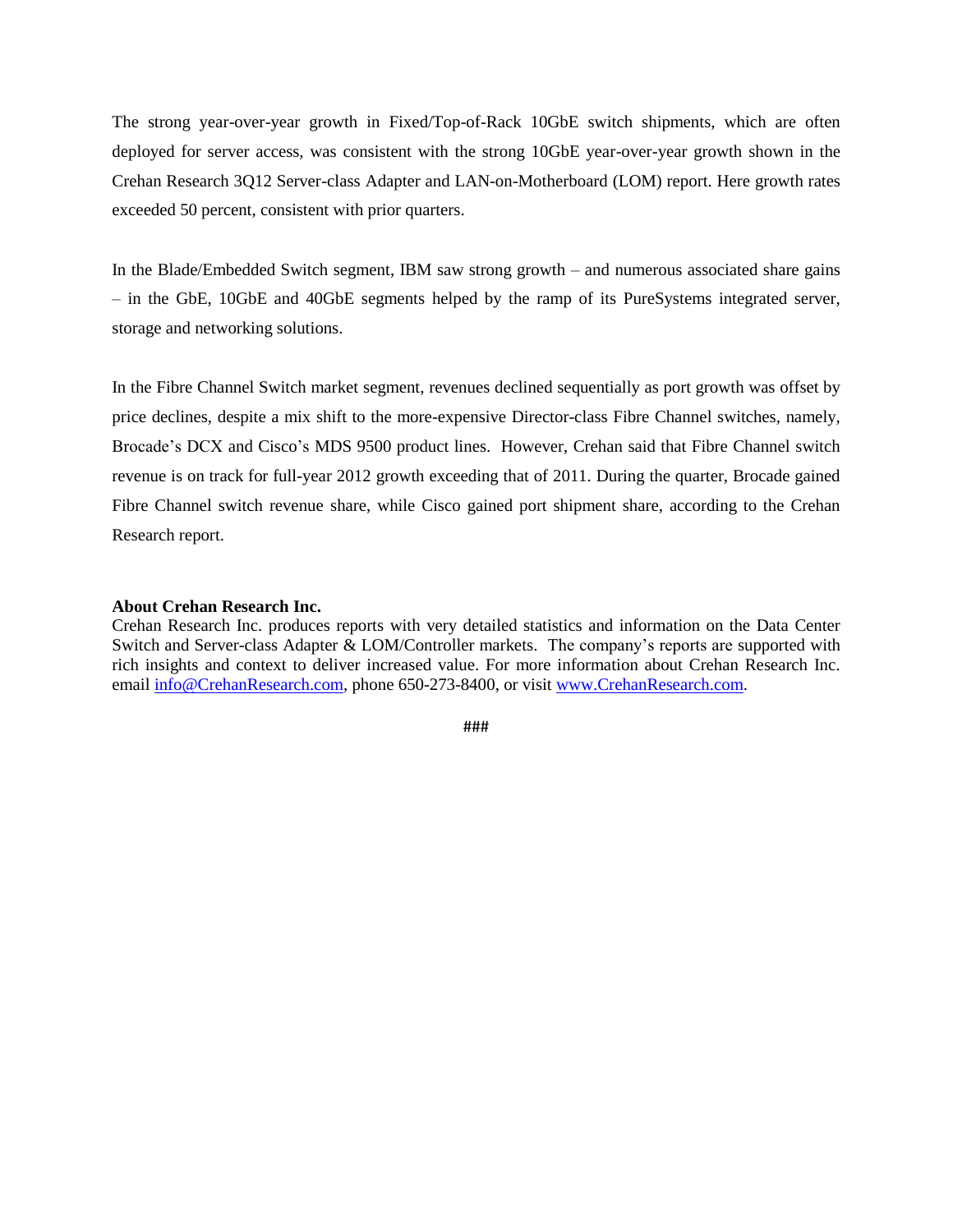The strong year-over-year growth in Fixed/Top-of-Rack 10GbE switch shipments, which are often deployed for server access, was consistent with the strong 10GbE year-over-year growth shown in the Crehan Research 3Q12 Server-class Adapter and LAN-on-Motherboard (LOM) report. Here growth rates exceeded 50 percent, consistent with prior quarters.

In the Blade/Embedded Switch segment, IBM saw strong growth – and numerous associated share gains – in the GbE, 10GbE and 40GbE segments helped by the ramp of its PureSystems integrated server, storage and networking solutions.

In the Fibre Channel Switch market segment, revenues declined sequentially as port growth was offset by price declines, despite a mix shift to the more-expensive Director-class Fibre Channel switches, namely, Brocade's DCX and Cisco's MDS 9500 product lines. However, Crehan said that Fibre Channel switch revenue is on track for full-year 2012 growth exceeding that of 2011. During the quarter, Brocade gained Fibre Channel switch revenue share, while Cisco gained port shipment share, according to the Crehan Research report.

**About Crehan Research Inc.**

Crehan Research Inc. produces reports with very detailed statistics and information on the Data Center Switch and Server-class Adapter & LOM/Controller markets. The company's reports are supported with rich insights and context to deliver increased value. For more information about Crehan Research Inc. email info@CrehanResearch.com, phone 650-273-8400, or visit www.CrehanResearch.com.

###